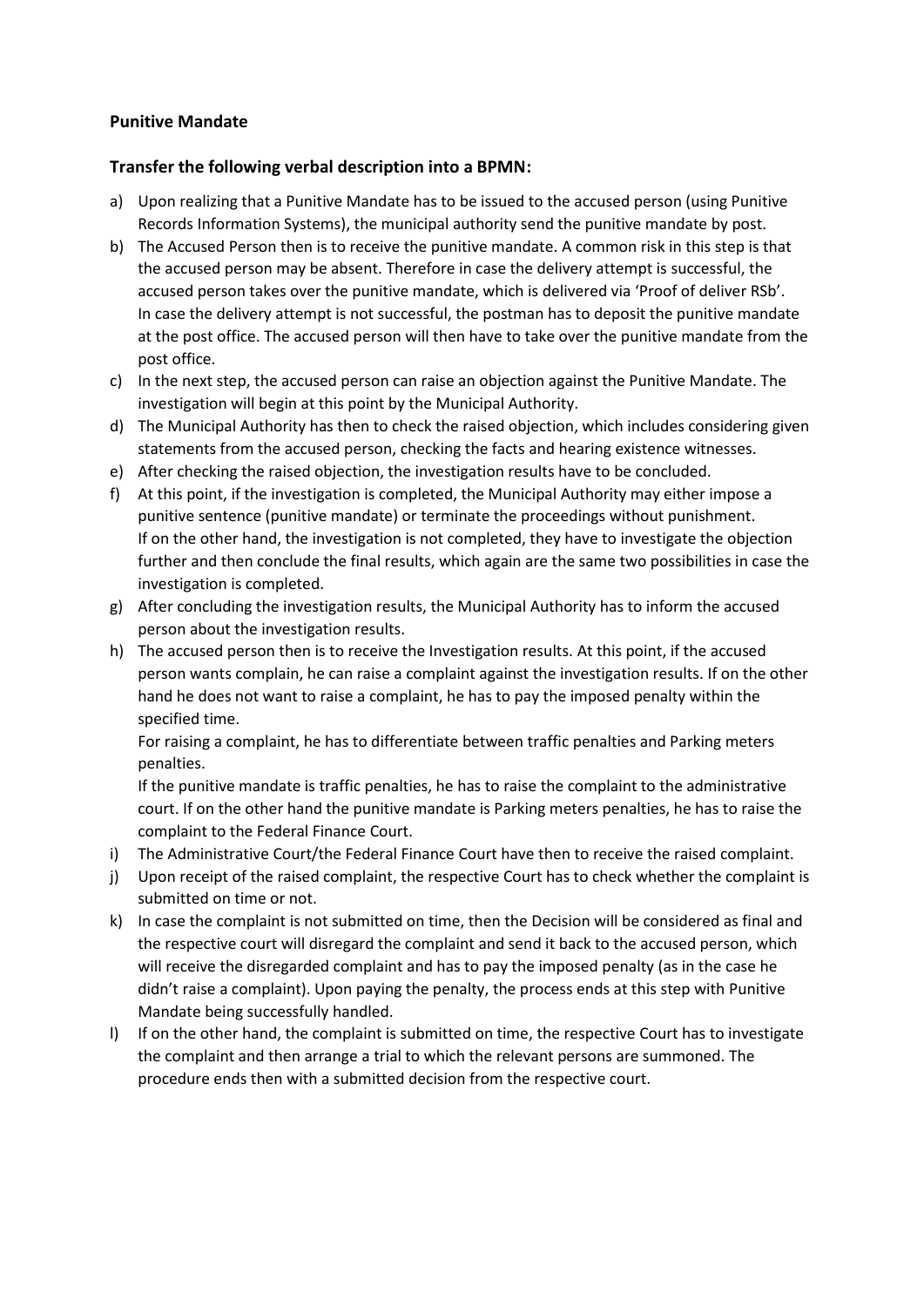**Punitive Mandate**

**Transfer the following verbal description into a BPMN:**

a) Upon realizing that a Punitive Mandate has to be issued to the accused person (using Punitive Records Information Systems), the municipal authority send the punitive mandate by post.

b) The Accused Person then is to receive the punitive mandate. A common risk in this step is that the accused person may be absent. Therefore in case the delivery attempt is successful, the accused person takes over the punitive mandate, which is delivered via 'Proof of deliver RSb'. In case the delivery attempt is not successful, the postman has to deposit the punitive mandate at the post office. The accused person will then have to take over the punitive mandate from the post office.

c) In the next step, the accused person can raise an objection against the Punitive Mandate. The investigation will begin at this point by the Municipal Authority.

d) The Municipal Authority has then to check the raised objection, which includes considering given statements from the accused person, checking the facts and hearing existence witnesses.

e) After checking the raised objection, the investigation results have to be concluded.

f) At this point, if the investigation is completed, the Municipal Authority may either impose a punitive sentence (punitive mandate) or terminate the proceedings without punishment. If on the other hand, the investigation is not completed, they have to investigate the objection further and then conclude the final results, which again are the same two possibilities in case the investigation is completed.

g) After concluding the investigation results, the Municipal Authority has to inform the accused person about the investigation results.

h) The accused person then is to receive the Investigation results. At this point, if the accused person wants complain, he can raise a complaint against the investigation results. If on the other hand he does not want to raise a complaint, he has to pay the imposed penalty within the specified time.
   For raising a complaint, he has to differentiate between traffic penalties and Parking meters penalties.
   If the punitive mandate is traffic penalties, he has to raise the complaint to the administrative court. If on the other hand the punitive mandate is Parking meters penalties, he has to raise the complaint to the Federal Finance Court.

i) The Administrative Court/the Federal Finance Court have then to receive the raised complaint.

j) Upon receipt of the raised complaint, the respective Court has to check whether the complaint is submitted on time or not.

k) In case the complaint is not submitted on time, then the Decision will be considered as final and the respective court will disregard the complaint and send it back to the accused person, which will receive the disregarded complaint and has to pay the imposed penalty (as in the case he didn't raise a complaint). Upon paying the penalty, the process ends at this step with Punitive Mandate being successfully handled.

l) If on the other hand, the complaint is submitted on time, the respective Court has to investigate the complaint and then arrange a trial to which the relevant persons are summoned. The procedure ends then with a submitted decision from the respective court.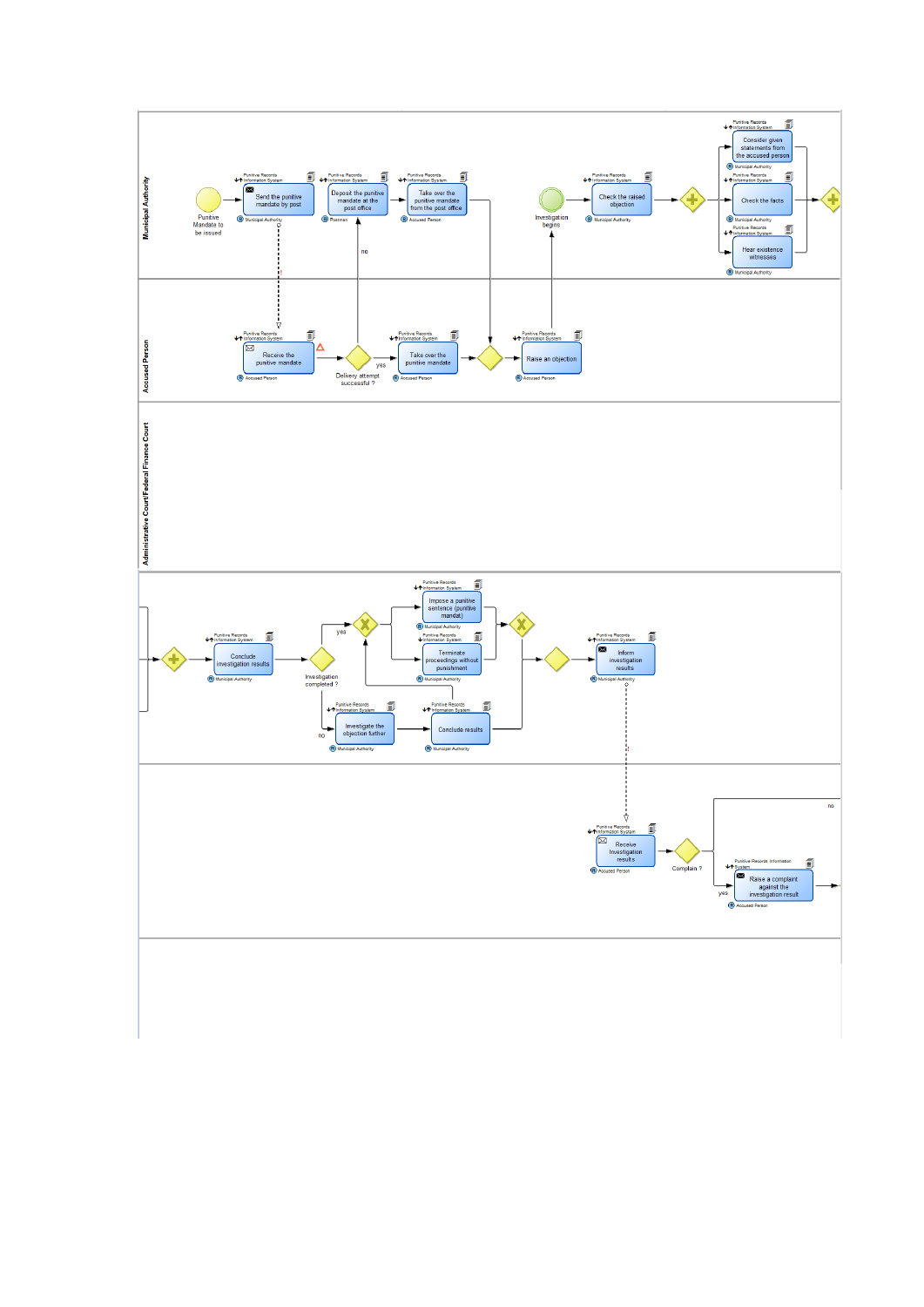**Municipal Authority**

Punitive Mandate to be issued

Send the punitive mandate by post (Punitive Records Information System; Municipal Authority)

Deposit the punitive mandate at the post office (Punitive Records Information System; Postman)

Take over the punitive mandate from the post office (Punitive Records Information System; Accused Person)

Investigation begins

Check the raised objection (Punitive Records Information System; Municipal Authority)

Consider given statements from the accused person (Punitive Records Information System; Municipal Authority)

Check the facts (Punitive Records Information System; Municipal Authority)

Hear existence witnesses (Punitive Records Information System; Municipal Authority)

**Accused Person**

Receive the punitive mandate (Punitive Records Information System; Accused Person)

Delivery attempt successful ?

no

yes

Take over the punitive mandate (Punitive Records Information System; Accused Person)

Raise an objection (Punitive Records Information System; Accused Person)

**Administrative Court/Federal Finance Court**

Conclude investigation results (Punitive Records Information System; Municipal Authority)

Investigation completed ?

yes

no

Impose a punitive sentence (punitive mandat) (Punitive Records Information System; Municipal Authority)

Terminate proceedings without punishment (Punitive Records Information System; Municipal Authority)

Investigate the objection further (Punitive Records Information System; Municipal Authority)

Conclude results (Punitive Records Information System; Municipal Authority)

Inform investigation results (Punitive Records Information System; Municipal Authority)

Receive investigation results (Punitive Records Information System; Accused Person)

Complain ?

no

yes

Raise a complaint against the investigation result (Punitive Records Information System; Accused Person)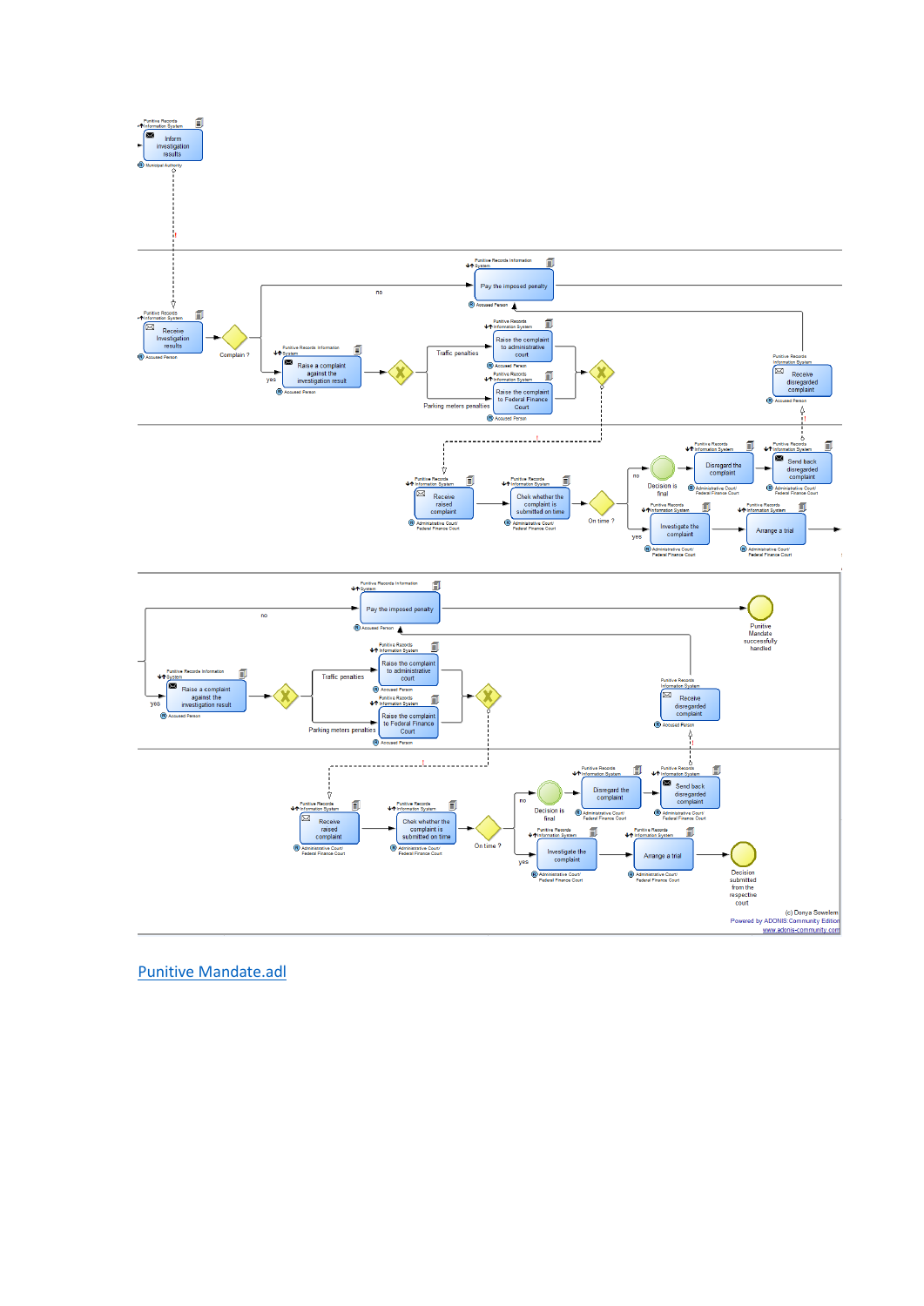Punitive Records Information System

Inform investigation results

Municipal Authority

Punitive Records Information System

Receive Investigation results

Accused Person

Complain ?

no

yes

Punitive Records Information System

Raise a complaint against the investigation result

Accused Person

Punitive Records Information System

Pay the imposed penalty

Accused Person

Traffic penalties

Parking meters penalties

Punitive Records Information System

Raise the complaint to administrative court

Accused Person

Punitive Records Information System

Raise the complaint to Federal Finance Court

Accused Person

Punitive Records Information System

Receive disregarded complaint

Accused Person

Punitive Records Information System

Receive raised complaint

Administrative Court/ Federal Finance Court

Punitive Records Information System

Chek whether the complaint is submitted on time

Administrative Court/ Federal Finance Court

On time ?

yes

no

Decision is final

Punitive Records Information System

Disregard the complaint

Administrative Court/ Federal Finance Court

Punitive Records Information System

Send back disregarded complaint

Administrative Court/ Federal Finance Court

Punitive Records Information System

Investigate the complaint

Administrative Court/ Federal Finance Court

Punitive Records Information System

Arrange a trial

Administrative Court/ Federal Finance Court

Punitive Records Information System

Pay the imposed penalty

Accused Person

no

yes

Punitive Records Information System

Raise a complaint against the investigation result

Accused Person

Traffic penalties

Parking meters penalties

Punitive Records Information System

Raise the complaint to administrative court

Accused Person

Punitive Records Information System

Raise the complaint to Federal Finance Court

Accused Person

Punitive Mandate successfully handled

Punitive Records Information System

Receive disregarded complaint

Accused Person

Punitive Records Information System

Receive raised complaint

Administrative Court/ Federal Finance Court

Punitive Records Information System

Chek whether the complaint is submitted on time

Administrative Court/ Federal Finance Court

On time ?

no

yes

Decision is final

Punitive Records Information System

Disregard the complaint

Administrative Court/ Federal Finance Court

Punitive Records Information System

Send back disregarded complaint

Administrative Court/ Federal Finance Court

Punitive Records Information System

Investigate the complaint

Administrative Court/ Federal Finance Court

Punitive Records Information System

Arrange a trial

Administrative Court/ Federal Finance Court

Decision submitted from the respective court

(c) Donya Sowelem

Powered by ADONIS Community Edition

www.adonis-community.com

[Punitive Mandate.adl]